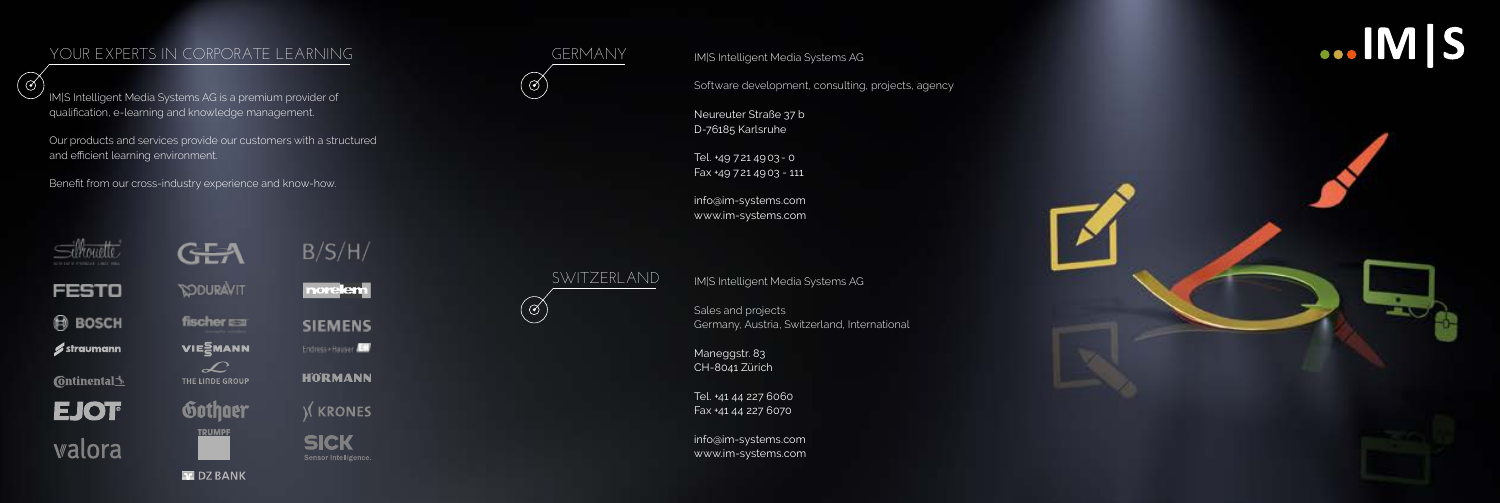## YOUR EXPERTS IN CORPORATE LEARNING

IM|S Intelligent Media Systems AG is a premium provider of qualification, e-learning and knowledge management.

Our products and services provide our customers with a structured and efficient learning environment.

Benefit from our cross-industry experience and know-how.

## GERMANY

IM|S Intelligent Media Systems AG

Software development, consulting, projects, agency

Neureuter Straße 37 b
D-76185 Karlsruhe

Tel. +49 721 4903 - 0
Fax +49 721 4903 - 111

info@im-systems.com
www.im-systems.com

## SWITZERLAND

IM|S Intelligent Media Systems AG

Sales and projects
Germany, Austria, Switzerland, International

Maneggstr. 83
CH-8041 Zürich

Tel. +41 44 227 6060
Fax +41 44 227 6070

info@im-systems.com
www.im-systems.com

# IM|S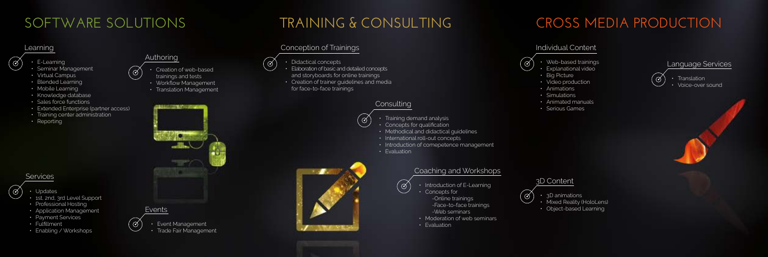# SOFTWARE SOLUTIONS

## Learning

- E-Learning
- Seminar Management
- Virtual Campus
- Blended Learning
- Mobile Learning
- Knowledge database
- Sales force functions
- Extended Enterprise (partner access)
- Training center administration
- Reporting

## Authoring

- Creation of web-based trainings and tests
- Workflow Management
- Translation Management

## Services

- Updates
- 1st, 2nd, 3rd Level Support
- Professional Hosting
- Application Management
- Payment Services
- Fulfillment
- Enabling / Workshops

## Events

- Event Management
- Trade Fair Management

# TRAINING & CONSULTING

## Conception of Trainings

- Didactical concepts
- Elaboration of basic and detailed concepts and storyboards for online trainings
- Creation of trainer guidelines and media for face-to-face trainings

## Consulting

- Training demand analysis
- Concepts for qualification
- Methodical and didactical guidelines
- International roll-out concepts
- Introduction of comepetence management
- Evaluation

## Coaching and Workshops

- Introduction of E-Learning
- Concepts for
  - -Online trainings
  - -Face-to-face trainings
  - -Web seminars
- Moderation of web seminars
- Evaluation

# CROSS MEDIA PRODUCTION

## Individual Content

- Web-based trainings
- Explanational video
- Big Picture
- Video production
- Animations
- Simulations
- Animated manuals
- Serious Games

## Language Services

- Translation
- Voice-over sound

## 3D Content

- 3D animations
- Mixed Reality (HoloLens)
- Object-based Learning